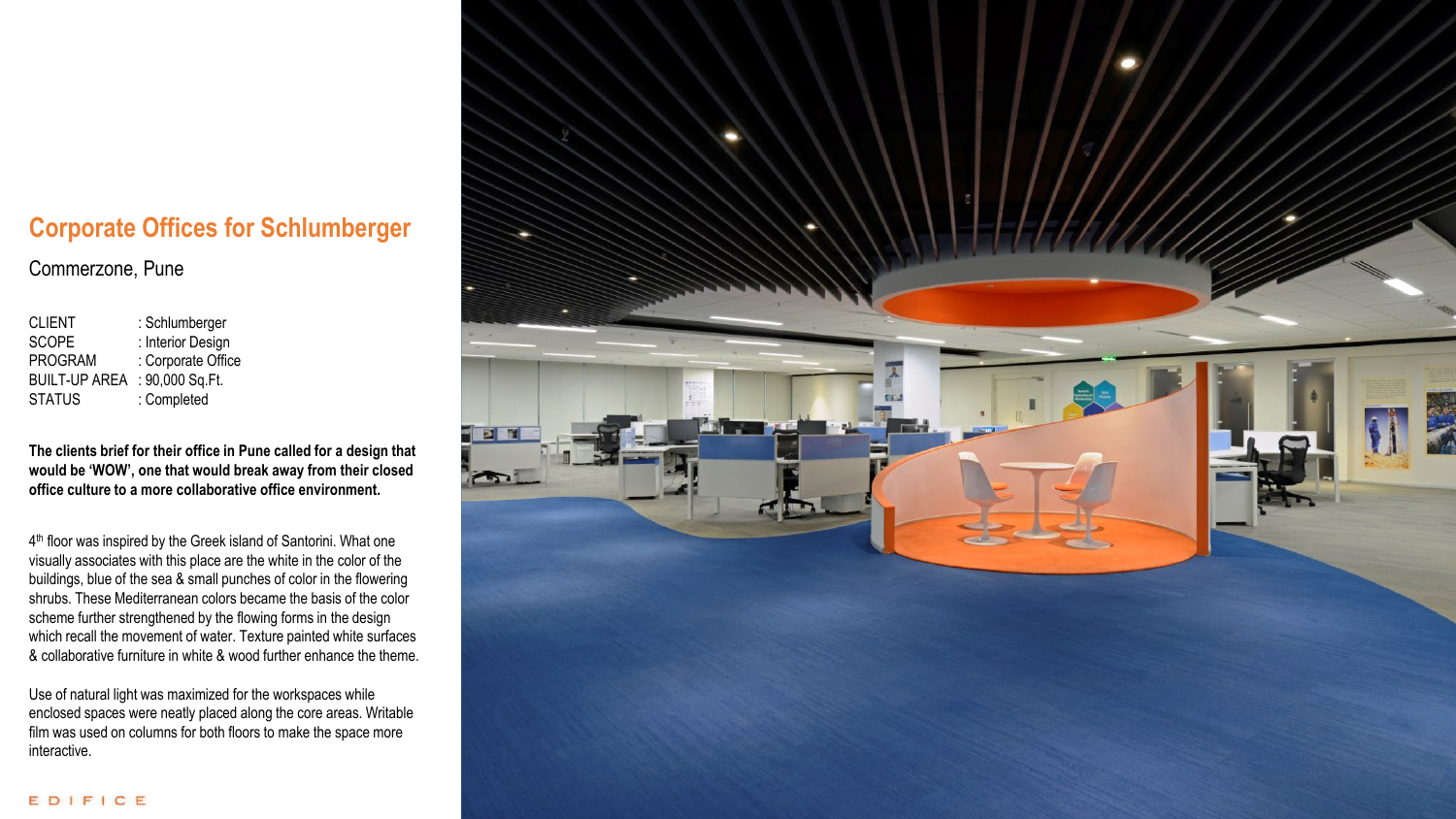# Corporate Offices for Schlumberger

## Commerzone, Pune

| | |
|---|---|
| CLIENT | : Schlumberger |
| SCOPE | : Interior Design |
| PROGRAM | : Corporate Office |
| BUILT-UP AREA | : 90,000 Sq.Ft. |
| STATUS | : Completed |

**The clients brief for their office in Pune called for a design that would be 'WOW', one that would break away from their closed office culture to a more collaborative office environment.**

4th floor was inspired by the Greek island of Santorini. What one visually associates with this place are the white in the color of the buildings, blue of the sea & small punches of color in the flowering shrubs. These Mediterranean colors became the basis of the color scheme further strengthened by the flowing forms in the design which recall the movement of water. Texture painted white surfaces & collaborative furniture in white & wood further enhance the theme.

Use of natural light was maximized for the workspaces while enclosed spaces were neatly placed along the core areas. Writable film was used on columns for both floors to make the space more interactive.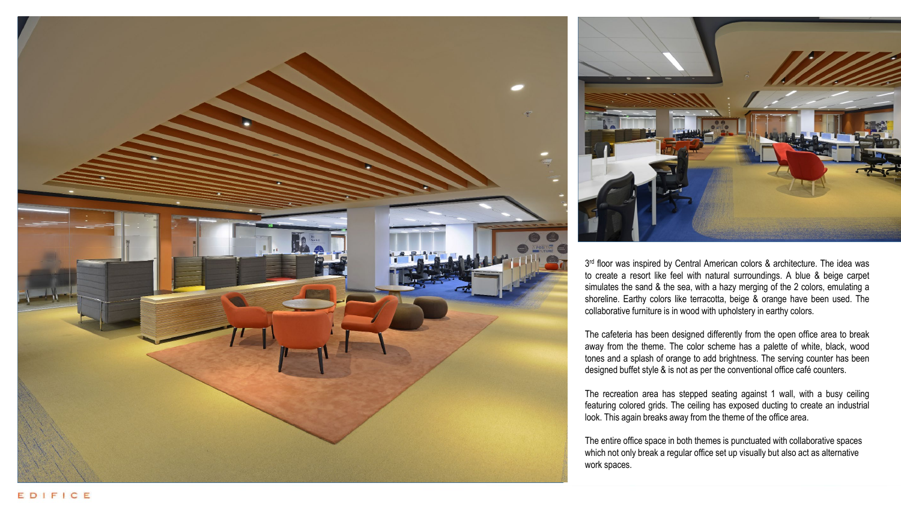3rd floor was inspired by Central American colors & architecture. The idea was to create a resort like feel with natural surroundings. A blue & beige carpet simulates the sand & the sea, with a hazy merging of the 2 colors, emulating a shoreline. Earthy colors like terracotta, beige & orange have been used. The collaborative furniture is in wood with upholstery in earthy colors.

The cafeteria has been designed differently from the open office area to break away from the theme. The color scheme has a palette of white, black, wood tones and a splash of orange to add brightness. The serving counter has been designed buffet style & is not as per the conventional office café counters.

The recreation area has stepped seating against 1 wall, with a busy ceiling featuring colored grids. The ceiling has exposed ducting to create an industrial look. This again breaks away from the theme of the office area.

The entire office space in both themes is punctuated with collaborative spaces which not only break a regular office set up visually but also act as alternative work spaces.